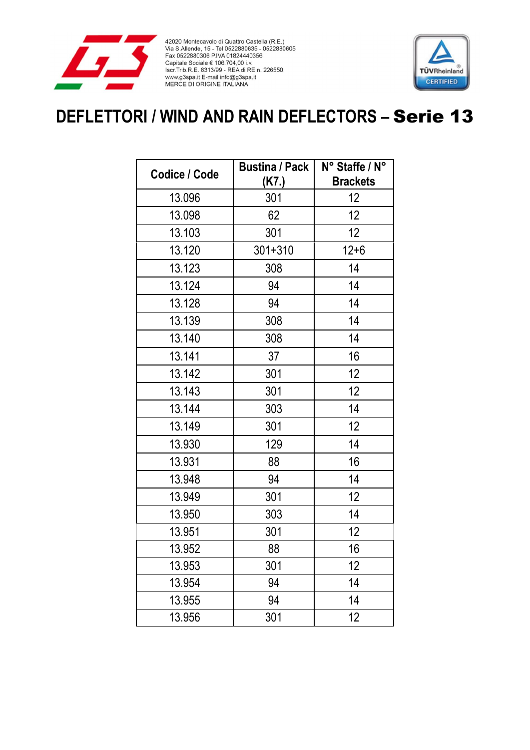42020 Montecavolo di Quattro Castella (R.E.)
Via S.Allende, 15 - Tel 0522880635 - 0522880605
Fax 0522880306 P.IVA 01824440356
Capitale Sociale € 106.704,00 i.v.
Iscr.Trib.R.E. 8313/99 - REA di RE n. 226550.
www.g3spa.it E-mail info@g3spa.it
MERCE DI ORIGINE ITALIANA

# DEFLETTORI / WIND AND RAIN DEFLECTORS – **Serie 13**

| Codice / Code | Bustina / Pack (K7.) | N° Staffe / N° Brackets |
|---|---|---|
| 13.096 | 301 | 12 |
| 13.098 | 62 | 12 |
| 13.103 | 301 | 12 |
| 13.120 | 301+310 | 12+6 |
| 13.123 | 308 | 14 |
| 13.124 | 94 | 14 |
| 13.128 | 94 | 14 |
| 13.139 | 308 | 14 |
| 13.140 | 308 | 14 |
| 13.141 | 37 | 16 |
| 13.142 | 301 | 12 |
| 13.143 | 301 | 12 |
| 13.144 | 303 | 14 |
| 13.149 | 301 | 12 |
| 13.930 | 129 | 14 |
| 13.931 | 88 | 16 |
| 13.948 | 94 | 14 |
| 13.949 | 301 | 12 |
| 13.950 | 303 | 14 |
| 13.951 | 301 | 12 |
| 13.952 | 88 | 16 |
| 13.953 | 301 | 12 |
| 13.954 | 94 | 14 |
| 13.955 | 94 | 14 |
| 13.956 | 301 | 12 |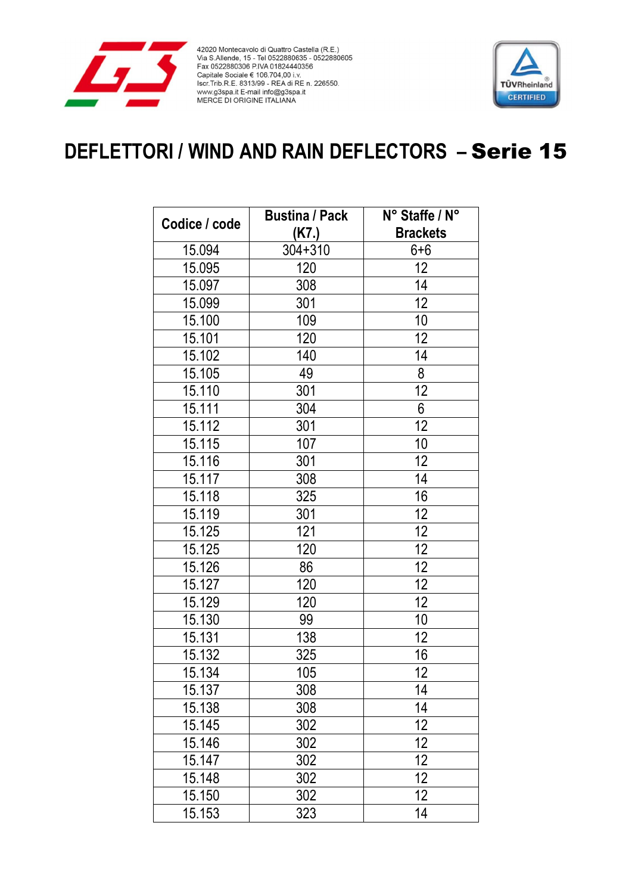42020 Montecavolo di Quattro Castella (R.E.)
Via S.Allende, 15 - Tel 0522880635 - 0522880605
Fax 0522880306 P.IVA 01824440356
Capitale Sociale € 106.704,00 i.v.
Iscr.Trib.R.E. 8313/99 - REA di RE n. 226550.
www.g3spa.it E-mail info@g3spa.it
MERCE DI ORIGINE ITALIANA

# DEFLETTORI / WIND AND RAIN DEFLECTORS – **Serie 15**

| Codice / code | Bustina / Pack (K7.) | N° Staffe / N° Brackets |
|---|---|---|
| 15.094 | 304+310 | 6+6 |
| 15.095 | 120 | 12 |
| 15.097 | 308 | 14 |
| 15.099 | 301 | 12 |
| 15.100 | 109 | 10 |
| 15.101 | 120 | 12 |
| 15.102 | 140 | 14 |
| 15.105 | 49 | 8 |
| 15.110 | 301 | 12 |
| 15.111 | 304 | 6 |
| 15.112 | 301 | 12 |
| 15.115 | 107 | 10 |
| 15.116 | 301 | 12 |
| 15.117 | 308 | 14 |
| 15.118 | 325 | 16 |
| 15.119 | 301 | 12 |
| 15.125 | 121 | 12 |
| 15.125 | 120 | 12 |
| 15.126 | 86 | 12 |
| 15.127 | 120 | 12 |
| 15.129 | 120 | 12 |
| 15.130 | 99 | 10 |
| 15.131 | 138 | 12 |
| 15.132 | 325 | 16 |
| 15.134 | 105 | 12 |
| 15.137 | 308 | 14 |
| 15.138 | 308 | 14 |
| 15.145 | 302 | 12 |
| 15.146 | 302 | 12 |
| 15.147 | 302 | 12 |
| 15.148 | 302 | 12 |
| 15.150 | 302 | 12 |
| 15.153 | 323 | 14 |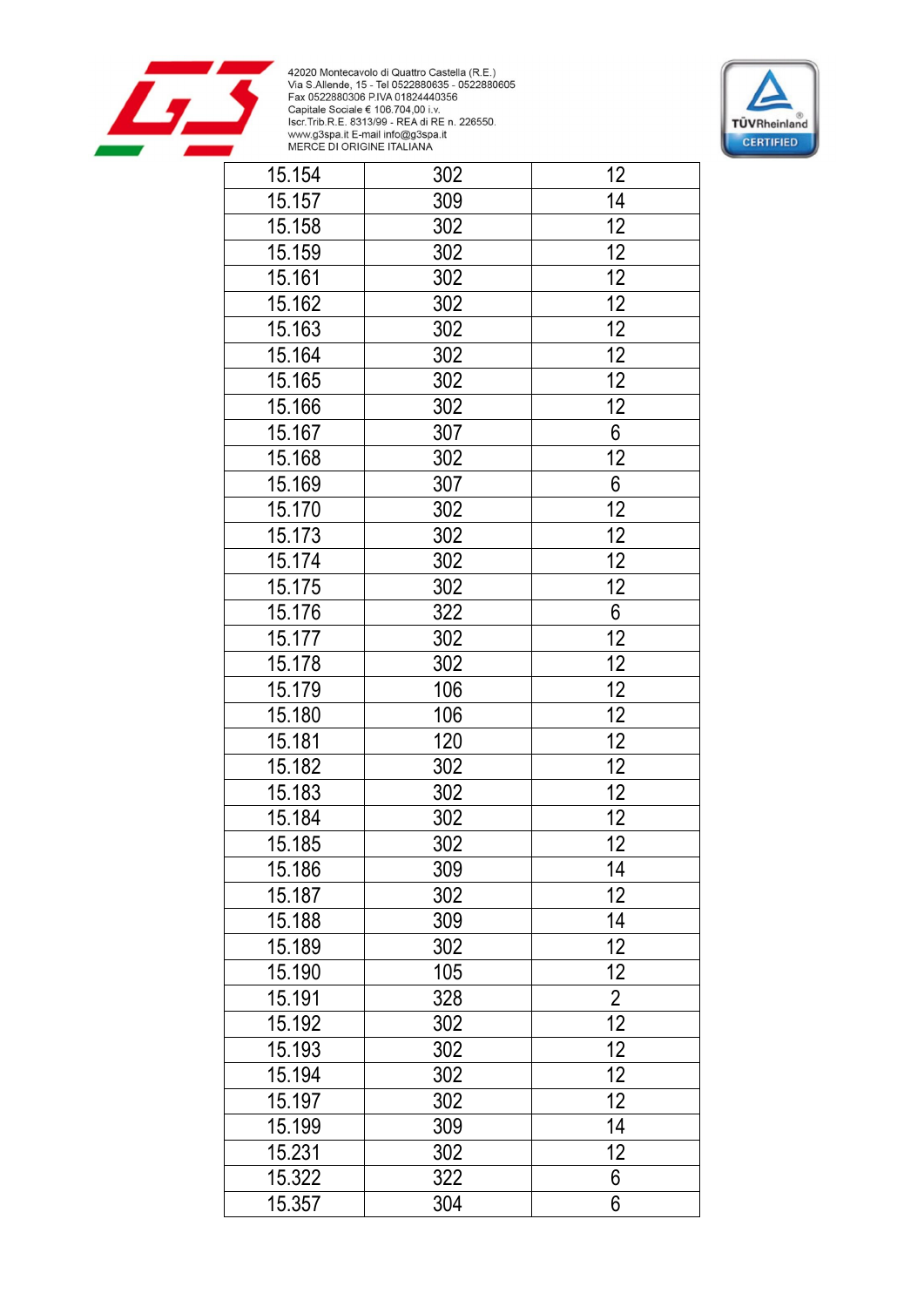| 15.154 | 302 | 12 |
|---|---|---|
| 15.157 | 309 | 14 |
| 15.158 | 302 | 12 |
| 15.159 | 302 | 12 |
| 15.161 | 302 | 12 |
| 15.162 | 302 | 12 |
| 15.163 | 302 | 12 |
| 15.164 | 302 | 12 |
| 15.165 | 302 | 12 |
| 15.166 | 302 | 12 |
| 15.167 | 307 | 6 |
| 15.168 | 302 | 12 |
| 15.169 | 307 | 6 |
| 15.170 | 302 | 12 |
| 15.173 | 302 | 12 |
| 15.174 | 302 | 12 |
| 15.175 | 302 | 12 |
| 15.176 | 322 | 6 |
| 15.177 | 302 | 12 |
| 15.178 | 302 | 12 |
| 15.179 | 106 | 12 |
| 15.180 | 106 | 12 |
| 15.181 | 120 | 12 |
| 15.182 | 302 | 12 |
| 15.183 | 302 | 12 |
| 15.184 | 302 | 12 |
| 15.185 | 302 | 12 |
| 15.186 | 309 | 14 |
| 15.187 | 302 | 12 |
| 15.188 | 309 | 14 |
| 15.189 | 302 | 12 |
| 15.190 | 105 | 12 |
| 15.191 | 328 | 2 |
| 15.192 | 302 | 12 |
| 15.193 | 302 | 12 |
| 15.194 | 302 | 12 |
| 15.197 | 302 | 12 |
| 15.199 | 309 | 14 |
| 15.231 | 302 | 12 |
| 15.322 | 322 | 6 |
| 15.357 | 304 | 6 |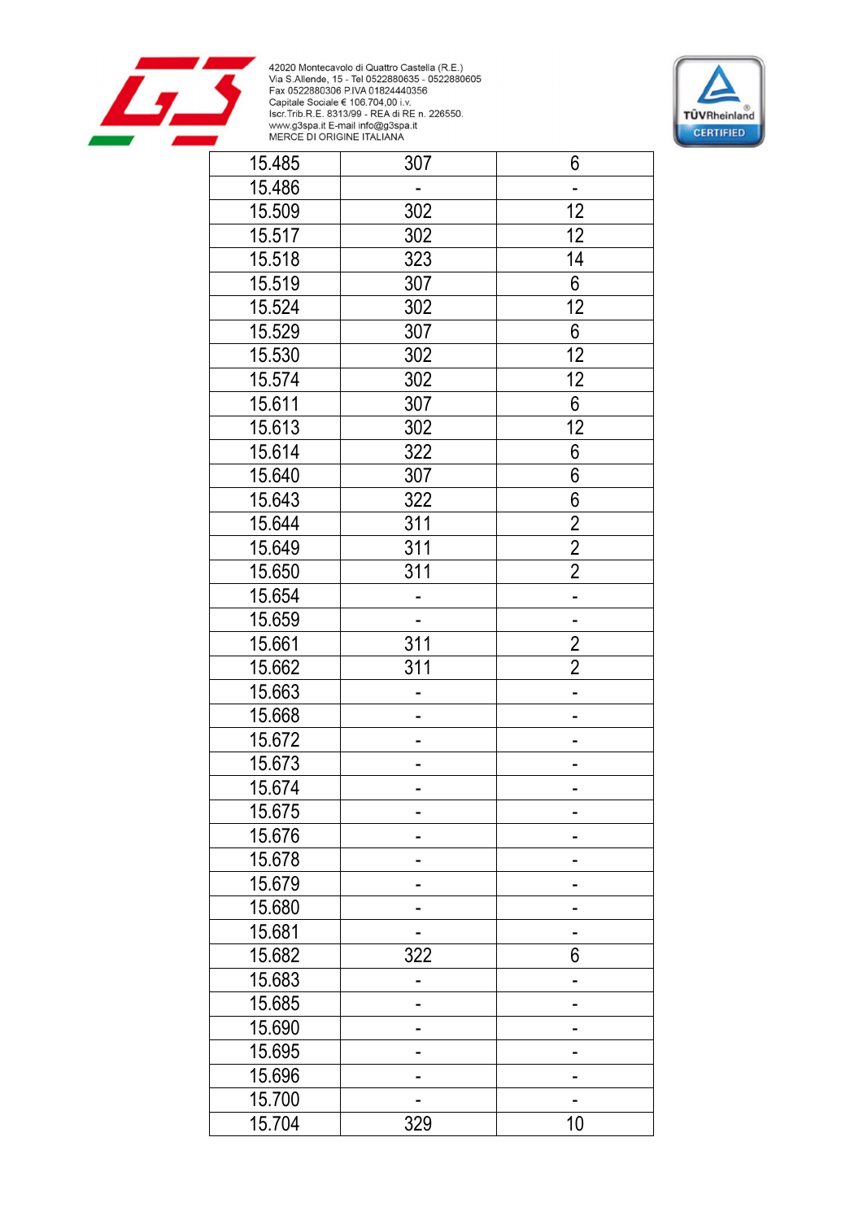| | | |
|---|---|---|
| 15.485 | 307 | 6 |
| 15.486 | - | - |
| 15.509 | 302 | 12 |
| 15.517 | 302 | 12 |
| 15.518 | 323 | 14 |
| 15.519 | 307 | 6 |
| 15.524 | 302 | 12 |
| 15.529 | 307 | 6 |
| 15.530 | 302 | 12 |
| 15.574 | 302 | 12 |
| 15.611 | 307 | 6 |
| 15.613 | 302 | 12 |
| 15.614 | 322 | 6 |
| 15.640 | 307 | 6 |
| 15.643 | 322 | 6 |
| 15.644 | 311 | 2 |
| 15.649 | 311 | 2 |
| 15.650 | 311 | 2 |
| 15.654 | - | - |
| 15.659 | - | - |
| 15.661 | 311 | 2 |
| 15.662 | 311 | 2 |
| 15.663 | - | - |
| 15.668 | - | - |
| 15.672 | - | - |
| 15.673 | - | - |
| 15.674 | - | - |
| 15.675 | - | - |
| 15.676 | - | - |
| 15.678 | - | - |
| 15.679 | - | - |
| 15.680 | - | - |
| 15.681 | - | - |
| 15.682 | 322 | 6 |
| 15.683 | - | - |
| 15.685 | - | - |
| 15.690 | - | - |
| 15.695 | - | - |
| 15.696 | - | - |
| 15.700 | - | - |
| 15.704 | 329 | 10 |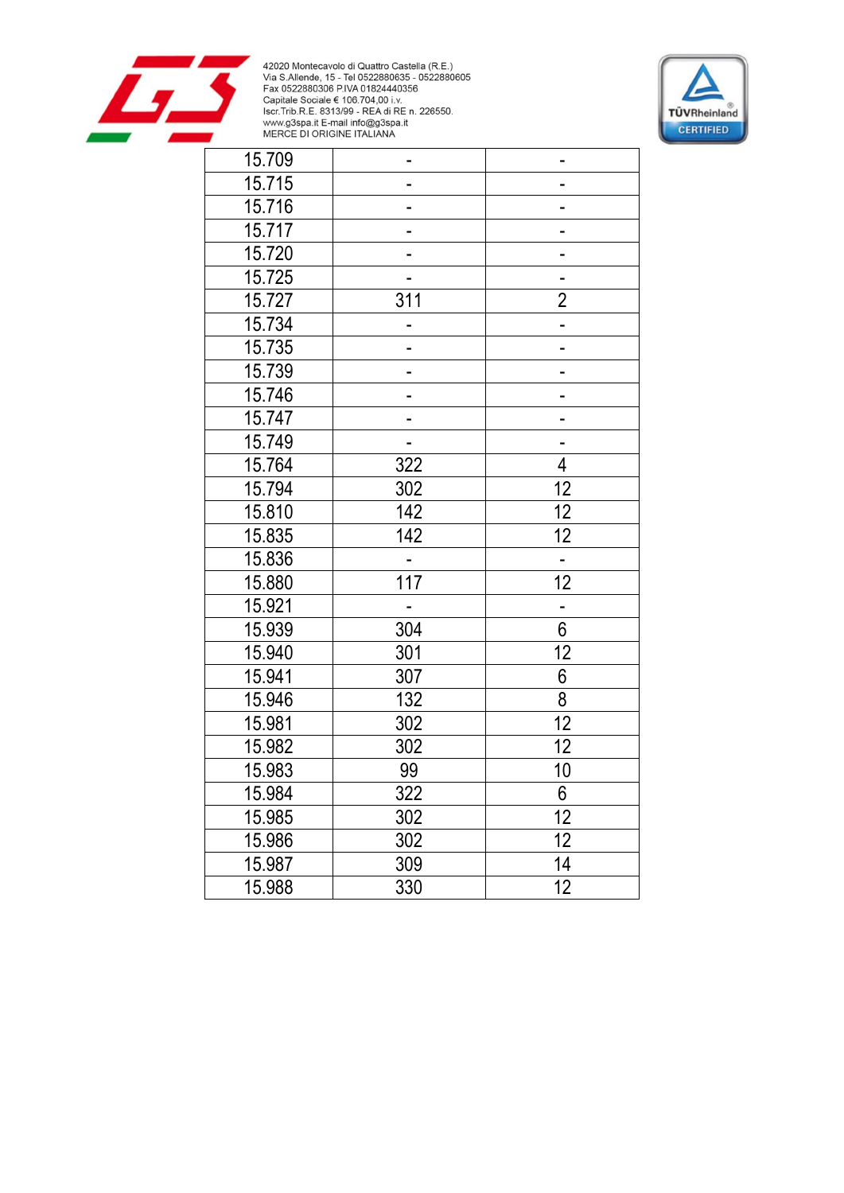| 15.709 | - | - |
|---|---|---|
| 15.715 | - | - |
| 15.716 | - | - |
| 15.717 | - | - |
| 15.720 | - | - |
| 15.725 | - | - |
| 15.727 | 311 | 2 |
| 15.734 | - | - |
| 15.735 | - | - |
| 15.739 | - | - |
| 15.746 | - | - |
| 15.747 | - | - |
| 15.749 | - | - |
| 15.764 | 322 | 4 |
| 15.794 | 302 | 12 |
| 15.810 | 142 | 12 |
| 15.835 | 142 | 12 |
| 15.836 | - | - |
| 15.880 | 117 | 12 |
| 15.921 | - | - |
| 15.939 | 304 | 6 |
| 15.940 | 301 | 12 |
| 15.941 | 307 | 6 |
| 15.946 | 132 | 8 |
| 15.981 | 302 | 12 |
| 15.982 | 302 | 12 |
| 15.983 | 99 | 10 |
| 15.984 | 322 | 6 |
| 15.985 | 302 | 12 |
| 15.986 | 302 | 12 |
| 15.987 | 309 | 14 |
| 15.988 | 330 | 12 |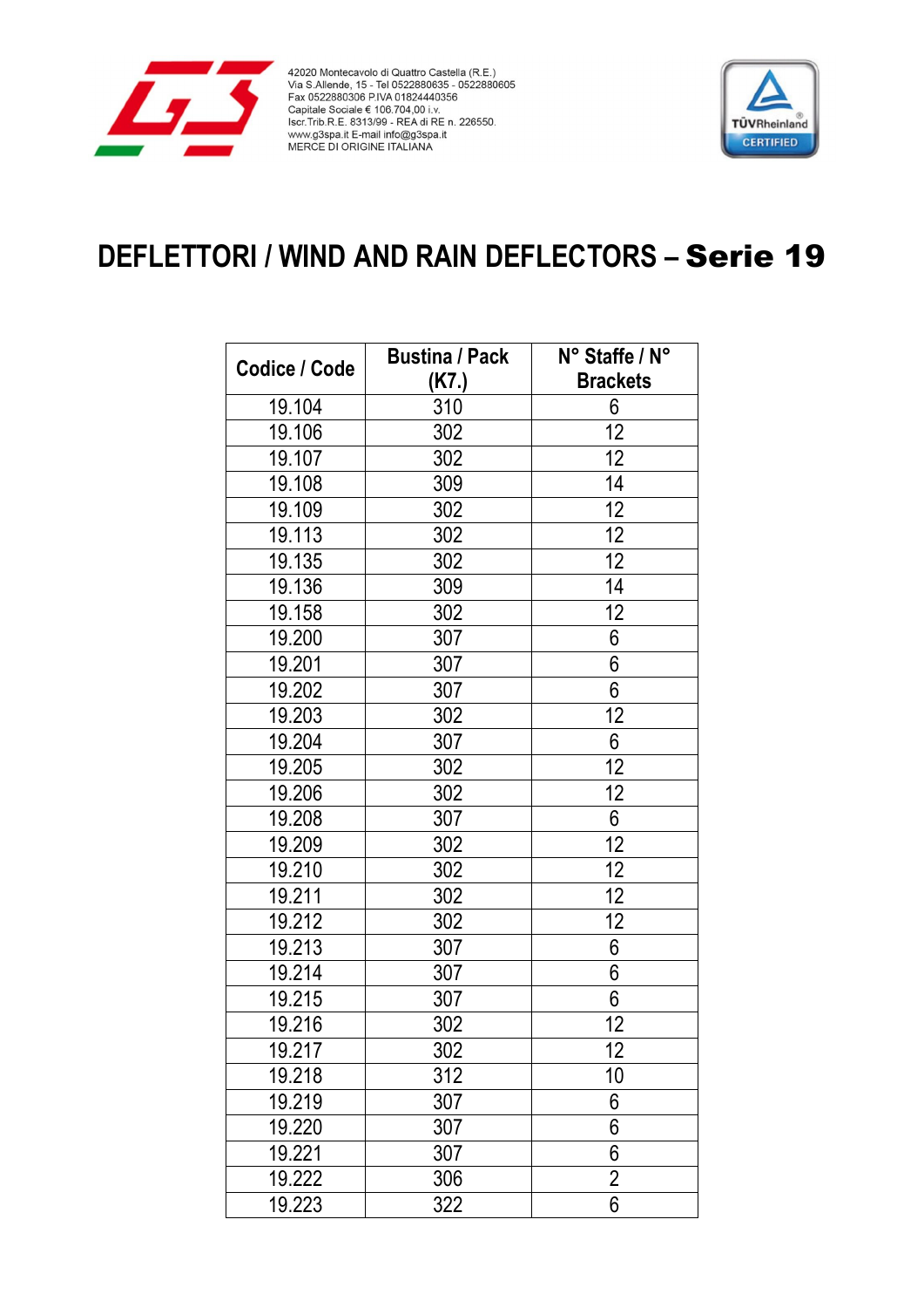42020 Montecavolo di Quattro Castella (R.E.)
Via S.Allende, 15 - Tel 0522880635 - 0522880605
Fax 0522880306 P.IVA 01824440356
Capitale Sociale € 106.704,00 i.v.
Iscr.Trib.R.E. 8313/99 - REA di RE n. 226550.
www.g3spa.it E-mail info@g3spa.it
MERCE DI ORIGINE ITALIANA

# DEFLETTORI / WIND AND RAIN DEFLECTORS – **Serie 19**

| Codice / Code | Bustina / Pack (K7.) | N° Staffe / N° Brackets |
|---|---|---|
| 19.104 | 310 | 6 |
| 19.106 | 302 | 12 |
| 19.107 | 302 | 12 |
| 19.108 | 309 | 14 |
| 19.109 | 302 | 12 |
| 19.113 | 302 | 12 |
| 19.135 | 302 | 12 |
| 19.136 | 309 | 14 |
| 19.158 | 302 | 12 |
| 19.200 | 307 | 6 |
| 19.201 | 307 | 6 |
| 19.202 | 307 | 6 |
| 19.203 | 302 | 12 |
| 19.204 | 307 | 6 |
| 19.205 | 302 | 12 |
| 19.206 | 302 | 12 |
| 19.208 | 307 | 6 |
| 19.209 | 302 | 12 |
| 19.210 | 302 | 12 |
| 19.211 | 302 | 12 |
| 19.212 | 302 | 12 |
| 19.213 | 307 | 6 |
| 19.214 | 307 | 6 |
| 19.215 | 307 | 6 |
| 19.216 | 302 | 12 |
| 19.217 | 302 | 12 |
| 19.218 | 312 | 10 |
| 19.219 | 307 | 6 |
| 19.220 | 307 | 6 |
| 19.221 | 307 | 6 |
| 19.222 | 306 | 2 |
| 19.223 | 322 | 6 |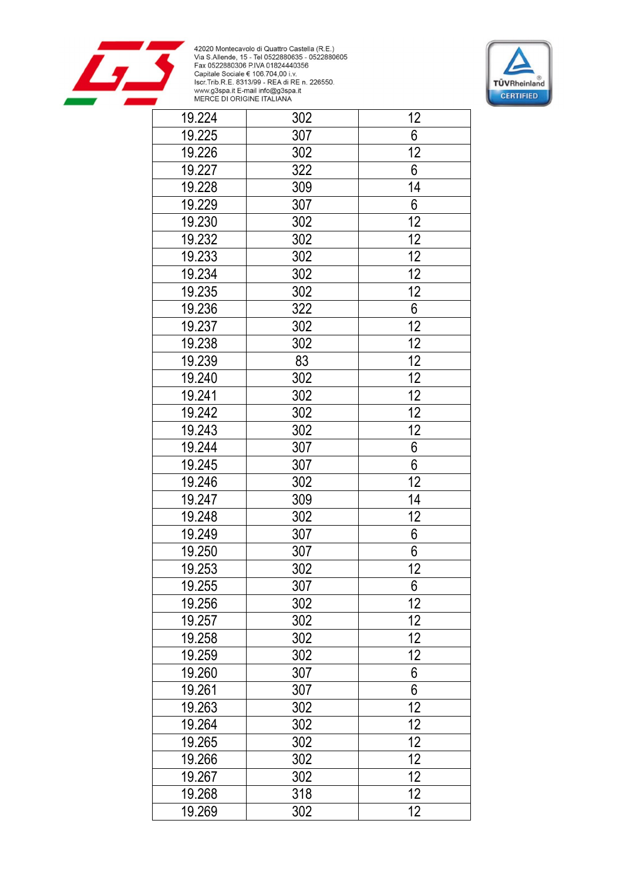| | | |
|---|---|---|
| 19.224 | 302 | 12 |
| 19.225 | 307 | 6 |
| 19.226 | 302 | 12 |
| 19.227 | 322 | 6 |
| 19.228 | 309 | 14 |
| 19.229 | 307 | 6 |
| 19.230 | 302 | 12 |
| 19.232 | 302 | 12 |
| 19.233 | 302 | 12 |
| 19.234 | 302 | 12 |
| 19.235 | 302 | 12 |
| 19.236 | 322 | 6 |
| 19.237 | 302 | 12 |
| 19.238 | 302 | 12 |
| 19.239 | 83 | 12 |
| 19.240 | 302 | 12 |
| 19.241 | 302 | 12 |
| 19.242 | 302 | 12 |
| 19.243 | 302 | 12 |
| 19.244 | 307 | 6 |
| 19.245 | 307 | 6 |
| 19.246 | 302 | 12 |
| 19.247 | 309 | 14 |
| 19.248 | 302 | 12 |
| 19.249 | 307 | 6 |
| 19.250 | 307 | 6 |
| 19.253 | 302 | 12 |
| 19.255 | 307 | 6 |
| 19.256 | 302 | 12 |
| 19.257 | 302 | 12 |
| 19.258 | 302 | 12 |
| 19.259 | 302 | 12 |
| 19.260 | 307 | 6 |
| 19.261 | 307 | 6 |
| 19.263 | 302 | 12 |
| 19.264 | 302 | 12 |
| 19.265 | 302 | 12 |
| 19.266 | 302 | 12 |
| 19.267 | 302 | 12 |
| 19.268 | 318 | 12 |
| 19.269 | 302 | 12 |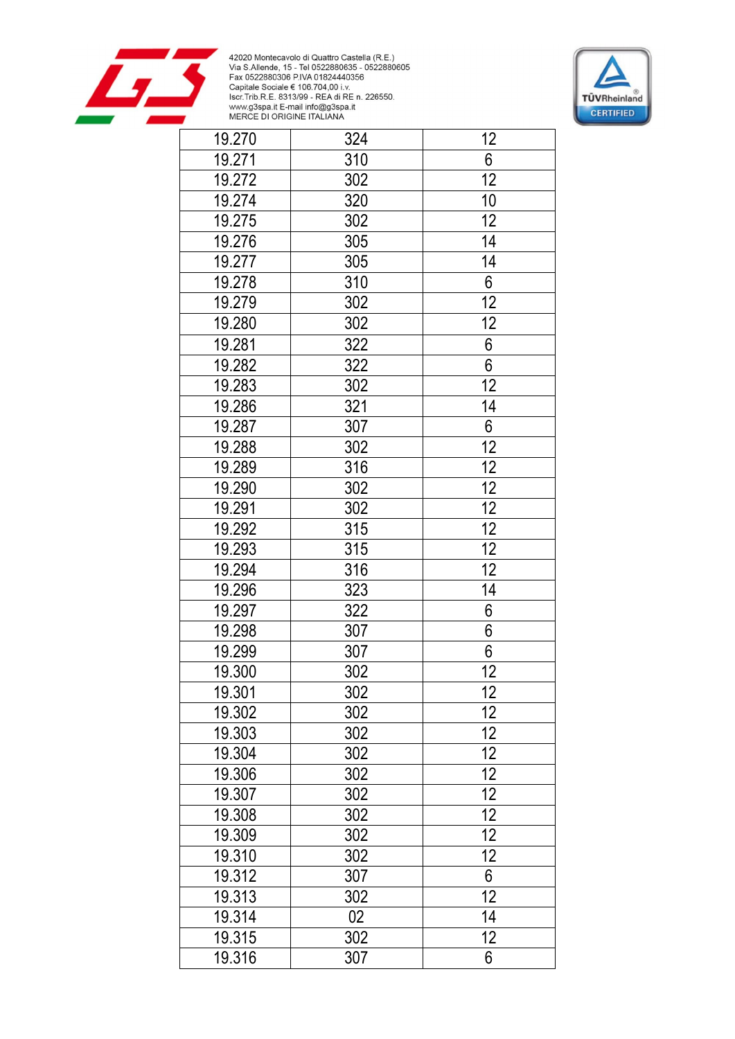| 19.270 | 324 | 12 |
|---|---|---|
| 19.271 | 310 | 6 |
| 19.272 | 302 | 12 |
| 19.274 | 320 | 10 |
| 19.275 | 302 | 12 |
| 19.276 | 305 | 14 |
| 19.277 | 305 | 14 |
| 19.278 | 310 | 6 |
| 19.279 | 302 | 12 |
| 19.280 | 302 | 12 |
| 19.281 | 322 | 6 |
| 19.282 | 322 | 6 |
| 19.283 | 302 | 12 |
| 19.286 | 321 | 14 |
| 19.287 | 307 | 6 |
| 19.288 | 302 | 12 |
| 19.289 | 316 | 12 |
| 19.290 | 302 | 12 |
| 19.291 | 302 | 12 |
| 19.292 | 315 | 12 |
| 19.293 | 315 | 12 |
| 19.294 | 316 | 12 |
| 19.296 | 323 | 14 |
| 19.297 | 322 | 6 |
| 19.298 | 307 | 6 |
| 19.299 | 307 | 6 |
| 19.300 | 302 | 12 |
| 19.301 | 302 | 12 |
| 19.302 | 302 | 12 |
| 19.303 | 302 | 12 |
| 19.304 | 302 | 12 |
| 19.306 | 302 | 12 |
| 19.307 | 302 | 12 |
| 19.308 | 302 | 12 |
| 19.309 | 302 | 12 |
| 19.310 | 302 | 12 |
| 19.312 | 307 | 6 |
| 19.313 | 302 | 12 |
| 19.314 | 02 | 14 |
| 19.315 | 302 | 12 |
| 19.316 | 307 | 6 |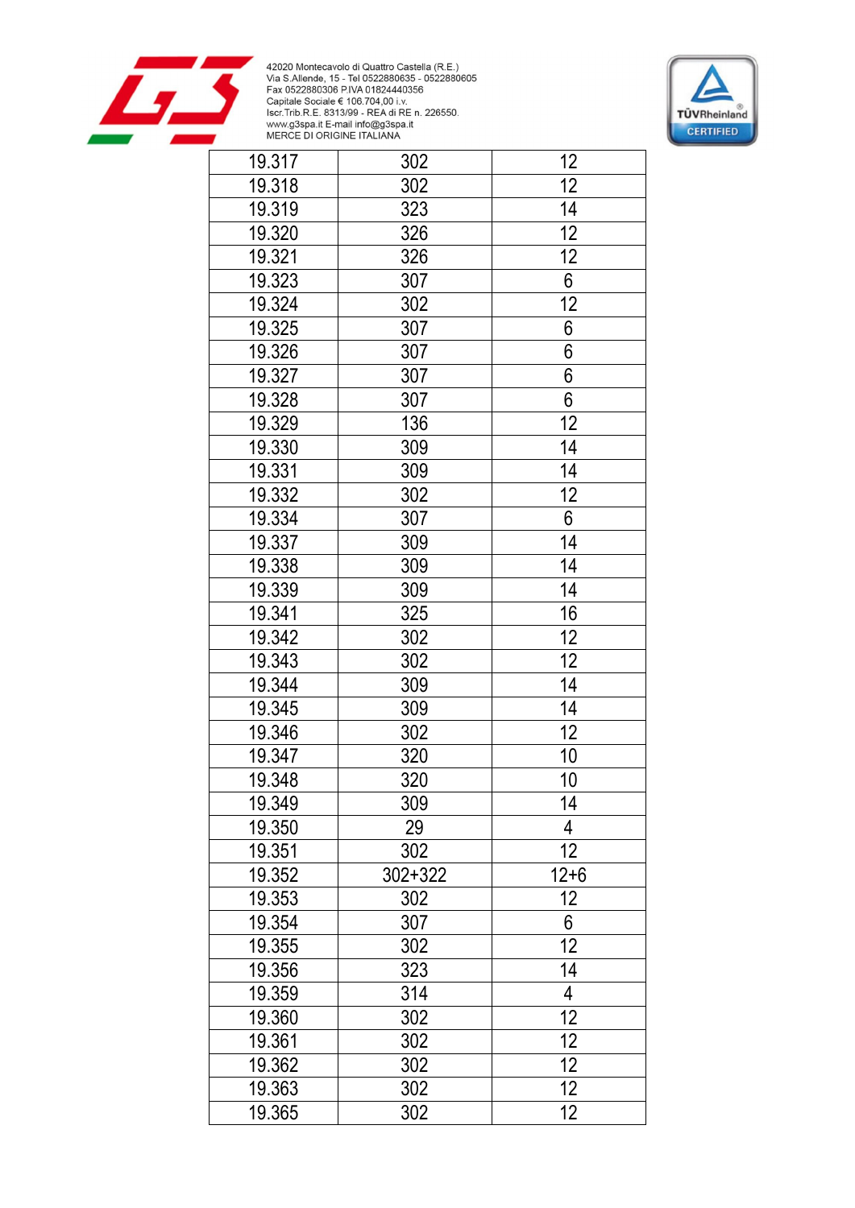| 19.317 | 302 | 12 |
|---|---|---|
| 19.318 | 302 | 12 |
| 19.319 | 323 | 14 |
| 19.320 | 326 | 12 |
| 19.321 | 326 | 12 |
| 19.323 | 307 | 6 |
| 19.324 | 302 | 12 |
| 19.325 | 307 | 6 |
| 19.326 | 307 | 6 |
| 19.327 | 307 | 6 |
| 19.328 | 307 | 6 |
| 19.329 | 136 | 12 |
| 19.330 | 309 | 14 |
| 19.331 | 309 | 14 |
| 19.332 | 302 | 12 |
| 19.334 | 307 | 6 |
| 19.337 | 309 | 14 |
| 19.338 | 309 | 14 |
| 19.339 | 309 | 14 |
| 19.341 | 325 | 16 |
| 19.342 | 302 | 12 |
| 19.343 | 302 | 12 |
| 19.344 | 309 | 14 |
| 19.345 | 309 | 14 |
| 19.346 | 302 | 12 |
| 19.347 | 320 | 10 |
| 19.348 | 320 | 10 |
| 19.349 | 309 | 14 |
| 19.350 | 29 | 4 |
| 19.351 | 302 | 12 |
| 19.352 | 302+322 | 12+6 |
| 19.353 | 302 | 12 |
| 19.354 | 307 | 6 |
| 19.355 | 302 | 12 |
| 19.356 | 323 | 14 |
| 19.359 | 314 | 4 |
| 19.360 | 302 | 12 |
| 19.361 | 302 | 12 |
| 19.362 | 302 | 12 |
| 19.363 | 302 | 12 |
| 19.365 | 302 | 12 |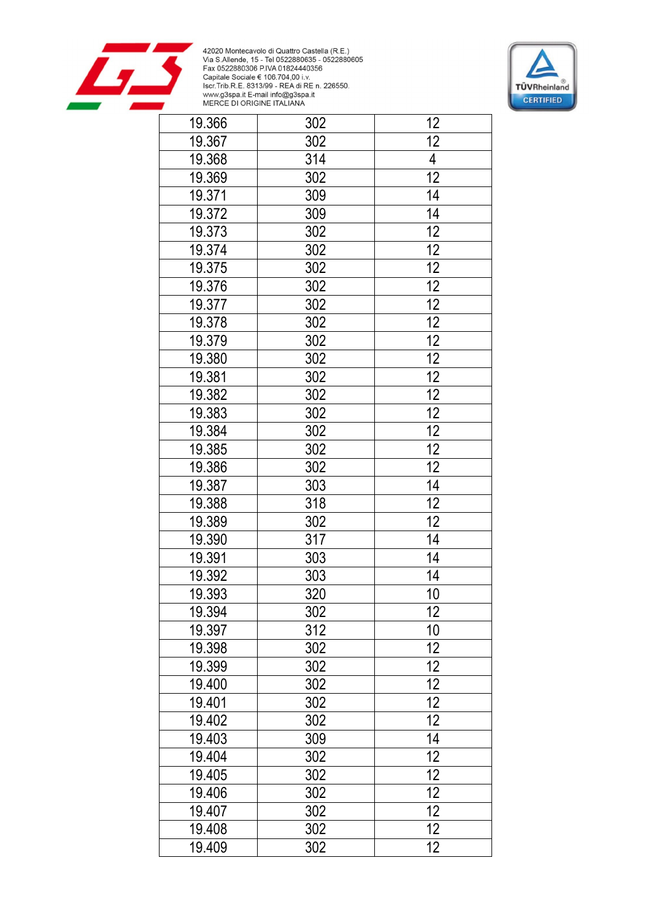| | | |
|---|---|---|
| 19.366 | 302 | 12 |
| 19.367 | 302 | 12 |
| 19.368 | 314 | 4 |
| 19.369 | 302 | 12 |
| 19.371 | 309 | 14 |
| 19.372 | 309 | 14 |
| 19.373 | 302 | 12 |
| 19.374 | 302 | 12 |
| 19.375 | 302 | 12 |
| 19.376 | 302 | 12 |
| 19.377 | 302 | 12 |
| 19.378 | 302 | 12 |
| 19.379 | 302 | 12 |
| 19.380 | 302 | 12 |
| 19.381 | 302 | 12 |
| 19.382 | 302 | 12 |
| 19.383 | 302 | 12 |
| 19.384 | 302 | 12 |
| 19.385 | 302 | 12 |
| 19.386 | 302 | 12 |
| 19.387 | 303 | 14 |
| 19.388 | 318 | 12 |
| 19.389 | 302 | 12 |
| 19.390 | 317 | 14 |
| 19.391 | 303 | 14 |
| 19.392 | 303 | 14 |
| 19.393 | 320 | 10 |
| 19.394 | 302 | 12 |
| 19.397 | 312 | 10 |
| 19.398 | 302 | 12 |
| 19.399 | 302 | 12 |
| 19.400 | 302 | 12 |
| 19.401 | 302 | 12 |
| 19.402 | 302 | 12 |
| 19.403 | 309 | 14 |
| 19.404 | 302 | 12 |
| 19.405 | 302 | 12 |
| 19.406 | 302 | 12 |
| 19.407 | 302 | 12 |
| 19.408 | 302 | 12 |
| 19.409 | 302 | 12 |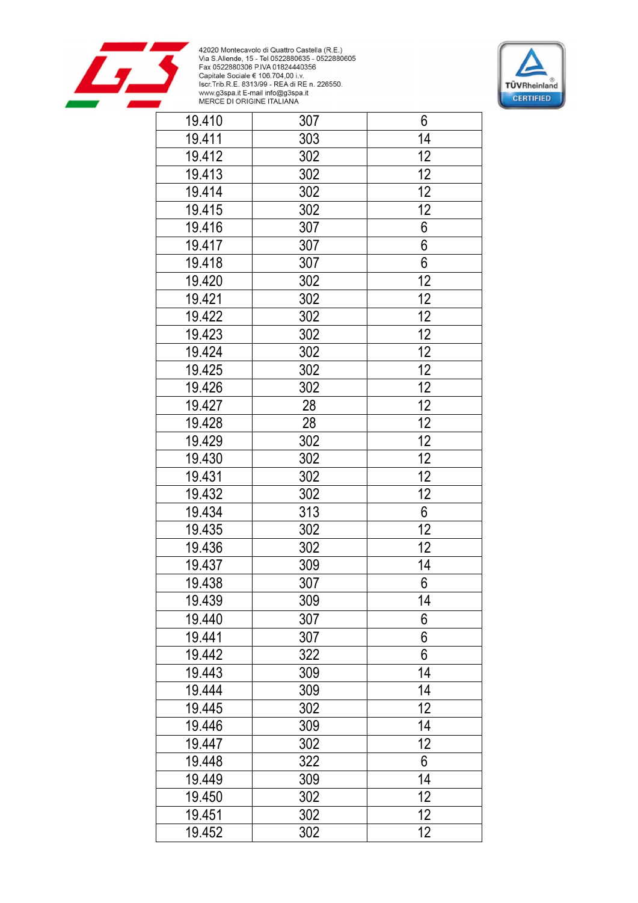| | | |
|---|---|---|
| 19.410 | 307 | 6 |
| 19.411 | 303 | 14 |
| 19.412 | 302 | 12 |
| 19.413 | 302 | 12 |
| 19.414 | 302 | 12 |
| 19.415 | 302 | 12 |
| 19.416 | 307 | 6 |
| 19.417 | 307 | 6 |
| 19.418 | 307 | 6 |
| 19.420 | 302 | 12 |
| 19.421 | 302 | 12 |
| 19.422 | 302 | 12 |
| 19.423 | 302 | 12 |
| 19.424 | 302 | 12 |
| 19.425 | 302 | 12 |
| 19.426 | 302 | 12 |
| 19.427 | 28 | 12 |
| 19.428 | 28 | 12 |
| 19.429 | 302 | 12 |
| 19.430 | 302 | 12 |
| 19.431 | 302 | 12 |
| 19.432 | 302 | 12 |
| 19.434 | 313 | 6 |
| 19.435 | 302 | 12 |
| 19.436 | 302 | 12 |
| 19.437 | 309 | 14 |
| 19.438 | 307 | 6 |
| 19.439 | 309 | 14 |
| 19.440 | 307 | 6 |
| 19.441 | 307 | 6 |
| 19.442 | 322 | 6 |
| 19.443 | 309 | 14 |
| 19.444 | 309 | 14 |
| 19.445 | 302 | 12 |
| 19.446 | 309 | 14 |
| 19.447 | 302 | 12 |
| 19.448 | 322 | 6 |
| 19.449 | 309 | 14 |
| 19.450 | 302 | 12 |
| 19.451 | 302 | 12 |
| 19.452 | 302 | 12 |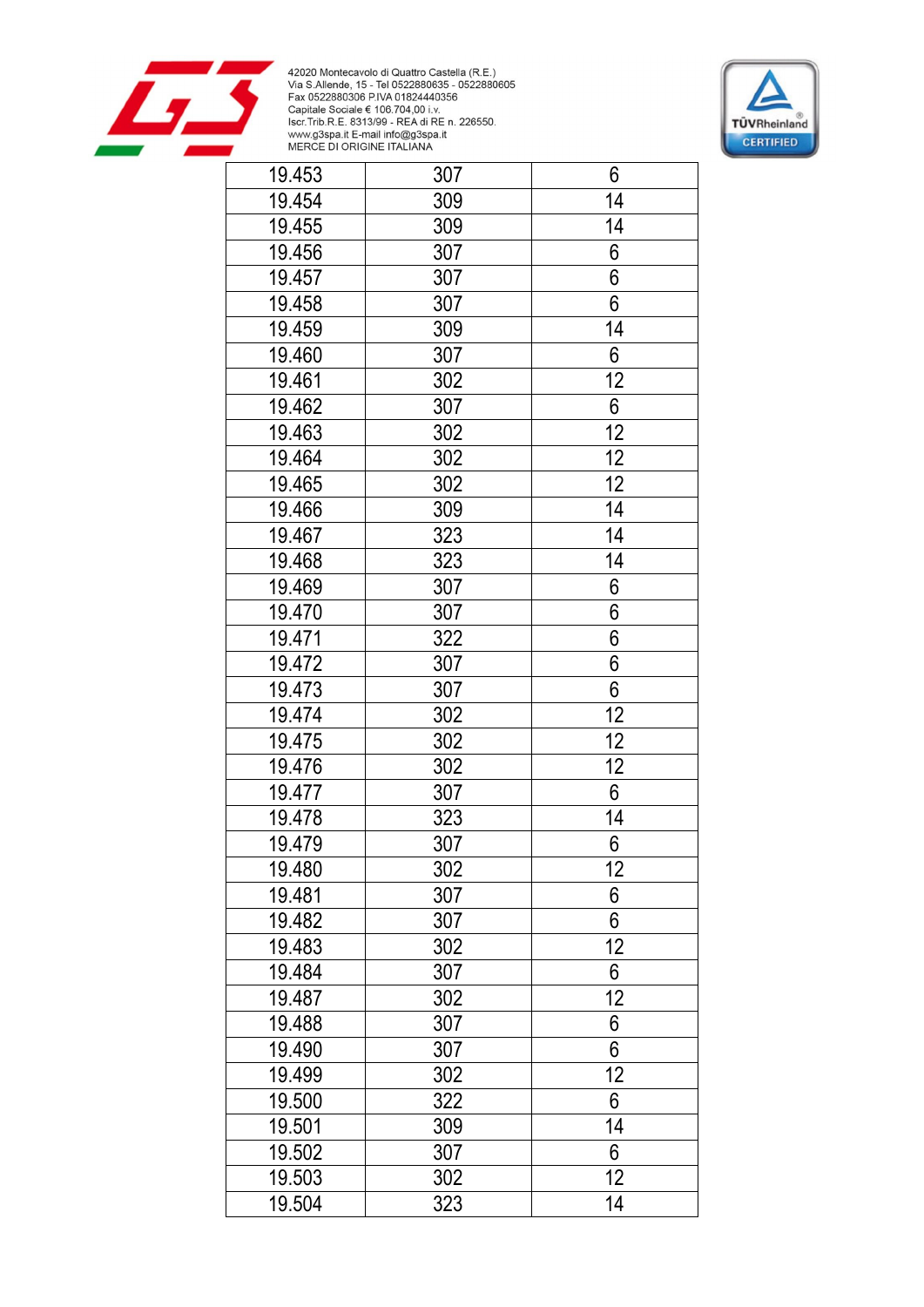| 19.453 | 307 | 6 |
|---|---|---|
| 19.454 | 309 | 14 |
| 19.455 | 309 | 14 |
| 19.456 | 307 | 6 |
| 19.457 | 307 | 6 |
| 19.458 | 307 | 6 |
| 19.459 | 309 | 14 |
| 19.460 | 307 | 6 |
| 19.461 | 302 | 12 |
| 19.462 | 307 | 6 |
| 19.463 | 302 | 12 |
| 19.464 | 302 | 12 |
| 19.465 | 302 | 12 |
| 19.466 | 309 | 14 |
| 19.467 | 323 | 14 |
| 19.468 | 323 | 14 |
| 19.469 | 307 | 6 |
| 19.470 | 307 | 6 |
| 19.471 | 322 | 6 |
| 19.472 | 307 | 6 |
| 19.473 | 307 | 6 |
| 19.474 | 302 | 12 |
| 19.475 | 302 | 12 |
| 19.476 | 302 | 12 |
| 19.477 | 307 | 6 |
| 19.478 | 323 | 14 |
| 19.479 | 307 | 6 |
| 19.480 | 302 | 12 |
| 19.481 | 307 | 6 |
| 19.482 | 307 | 6 |
| 19.483 | 302 | 12 |
| 19.484 | 307 | 6 |
| 19.487 | 302 | 12 |
| 19.488 | 307 | 6 |
| 19.490 | 307 | 6 |
| 19.499 | 302 | 12 |
| 19.500 | 322 | 6 |
| 19.501 | 309 | 14 |
| 19.502 | 307 | 6 |
| 19.503 | 302 | 12 |
| 19.504 | 323 | 14 |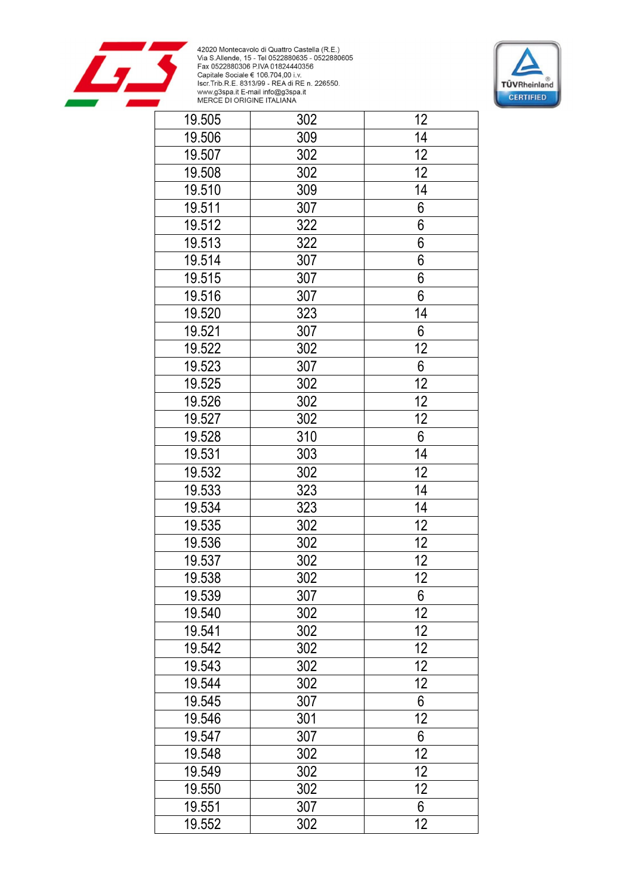42020 Montecavolo di Quattro Castella (R.E.)
Via S.Allende, 15 - Tel 0522880635 - 0522880605
Fax 0522880306 P.IVA 01824440356
Capitale Sociale € 106.704,00 i.v.
Iscr.Trib.R.E. 8313/99 - REA di RE n. 226550.
www.g3spa.it E-mail info@g3spa.it
MERCE DI ORIGINE ITALIANA

| | | |
|---|---|---|
| 19.505 | 302 | 12 |
| 19.506 | 309 | 14 |
| 19.507 | 302 | 12 |
| 19.508 | 302 | 12 |
| 19.510 | 309 | 14 |
| 19.511 | 307 | 6 |
| 19.512 | 322 | 6 |
| 19.513 | 322 | 6 |
| 19.514 | 307 | 6 |
| 19.515 | 307 | 6 |
| 19.516 | 307 | 6 |
| 19.520 | 323 | 14 |
| 19.521 | 307 | 6 |
| 19.522 | 302 | 12 |
| 19.523 | 307 | 6 |
| 19.525 | 302 | 12 |
| 19.526 | 302 | 12 |
| 19.527 | 302 | 12 |
| 19.528 | 310 | 6 |
| 19.531 | 303 | 14 |
| 19.532 | 302 | 12 |
| 19.533 | 323 | 14 |
| 19.534 | 323 | 14 |
| 19.535 | 302 | 12 |
| 19.536 | 302 | 12 |
| 19.537 | 302 | 12 |
| 19.538 | 302 | 12 |
| 19.539 | 307 | 6 |
| 19.540 | 302 | 12 |
| 19.541 | 302 | 12 |
| 19.542 | 302 | 12 |
| 19.543 | 302 | 12 |
| 19.544 | 302 | 12 |
| 19.545 | 307 | 6 |
| 19.546 | 301 | 12 |
| 19.547 | 307 | 6 |
| 19.548 | 302 | 12 |
| 19.549 | 302 | 12 |
| 19.550 | 302 | 12 |
| 19.551 | 307 | 6 |
| 19.552 | 302 | 12 |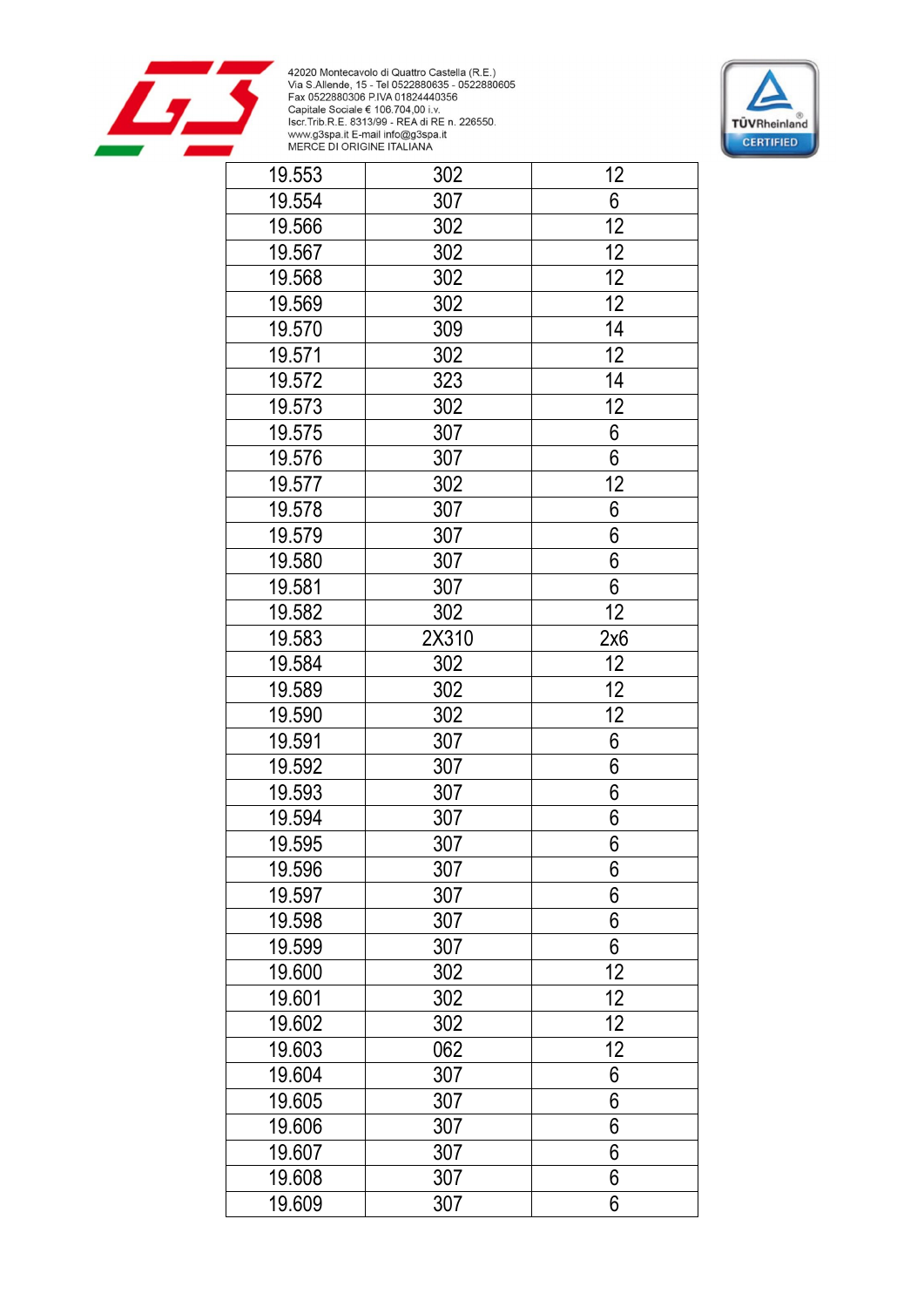| 19.553 | 302 | 12 |
|---|---|---|
| 19.554 | 307 | 6 |
| 19.566 | 302 | 12 |
| 19.567 | 302 | 12 |
| 19.568 | 302 | 12 |
| 19.569 | 302 | 12 |
| 19.570 | 309 | 14 |
| 19.571 | 302 | 12 |
| 19.572 | 323 | 14 |
| 19.573 | 302 | 12 |
| 19.575 | 307 | 6 |
| 19.576 | 307 | 6 |
| 19.577 | 302 | 12 |
| 19.578 | 307 | 6 |
| 19.579 | 307 | 6 |
| 19.580 | 307 | 6 |
| 19.581 | 307 | 6 |
| 19.582 | 302 | 12 |
| 19.583 | 2X310 | 2x6 |
| 19.584 | 302 | 12 |
| 19.589 | 302 | 12 |
| 19.590 | 302 | 12 |
| 19.591 | 307 | 6 |
| 19.592 | 307 | 6 |
| 19.593 | 307 | 6 |
| 19.594 | 307 | 6 |
| 19.595 | 307 | 6 |
| 19.596 | 307 | 6 |
| 19.597 | 307 | 6 |
| 19.598 | 307 | 6 |
| 19.599 | 307 | 6 |
| 19.600 | 302 | 12 |
| 19.601 | 302 | 12 |
| 19.602 | 302 | 12 |
| 19.603 | 062 | 12 |
| 19.604 | 307 | 6 |
| 19.605 | 307 | 6 |
| 19.606 | 307 | 6 |
| 19.607 | 307 | 6 |
| 19.608 | 307 | 6 |
| 19.609 | 307 | 6 |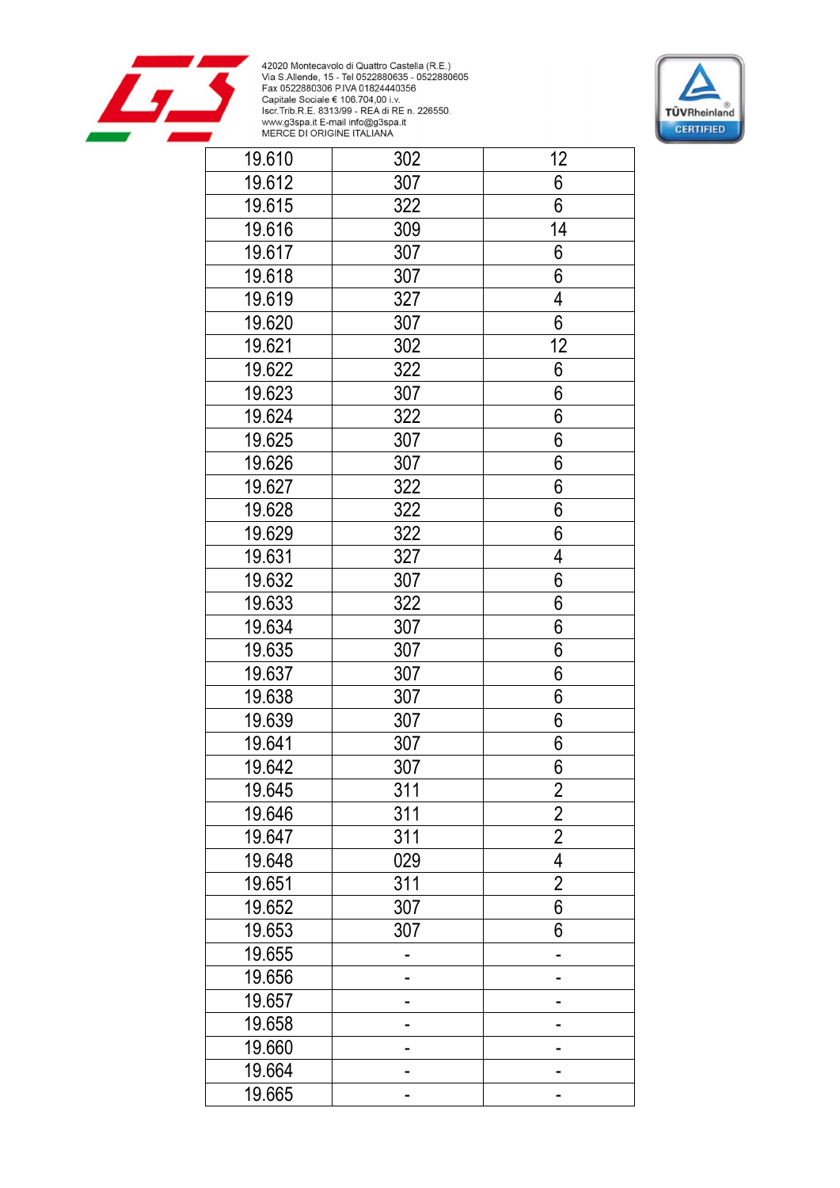| 19.610 | 302 | 12 |
|---|---|---|
| 19.612 | 307 | 6 |
| 19.615 | 322 | 6 |
| 19.616 | 309 | 14 |
| 19.617 | 307 | 6 |
| 19.618 | 307 | 6 |
| 19.619 | 327 | 4 |
| 19.620 | 307 | 6 |
| 19.621 | 302 | 12 |
| 19.622 | 322 | 6 |
| 19.623 | 307 | 6 |
| 19.624 | 322 | 6 |
| 19.625 | 307 | 6 |
| 19.626 | 307 | 6 |
| 19.627 | 322 | 6 |
| 19.628 | 322 | 6 |
| 19.629 | 322 | 6 |
| 19.631 | 327 | 4 |
| 19.632 | 307 | 6 |
| 19.633 | 322 | 6 |
| 19.634 | 307 | 6 |
| 19.635 | 307 | 6 |
| 19.637 | 307 | 6 |
| 19.638 | 307 | 6 |
| 19.639 | 307 | 6 |
| 19.641 | 307 | 6 |
| 19.642 | 307 | 6 |
| 19.645 | 311 | 2 |
| 19.646 | 311 | 2 |
| 19.647 | 311 | 2 |
| 19.648 | 029 | 4 |
| 19.651 | 311 | 2 |
| 19.652 | 307 | 6 |
| 19.653 | 307 | 6 |
| 19.655 | - | - |
| 19.656 | - | - |
| 19.657 | - | - |
| 19.658 | - | - |
| 19.660 | - | - |
| 19.664 | - | - |
| 19.665 | - | - |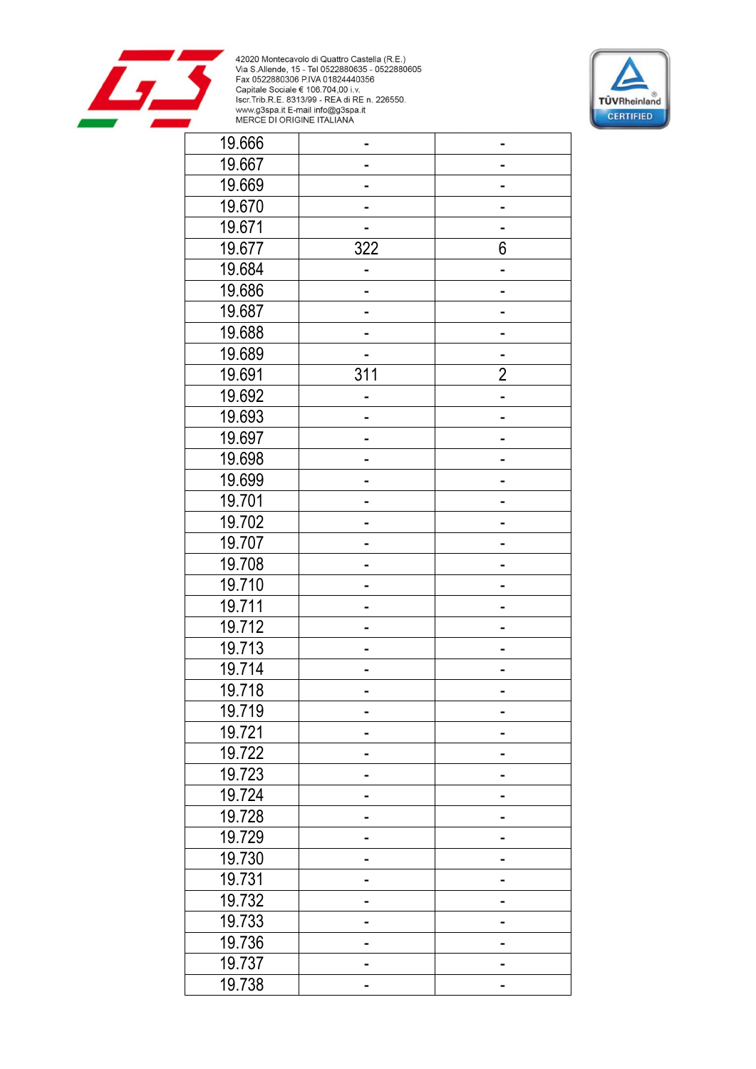| | | |
|---|---|---|
| 19.666 | - | - |
| 19.667 | - | - |
| 19.669 | - | - |
| 19.670 | - | - |
| 19.671 | - | - |
| 19.677 | 322 | 6 |
| 19.684 | - | - |
| 19.686 | - | - |
| 19.687 | - | - |
| 19.688 | - | - |
| 19.689 | - | - |
| 19.691 | 311 | 2 |
| 19.692 | - | - |
| 19.693 | - | - |
| 19.697 | - | - |
| 19.698 | - | - |
| 19.699 | - | - |
| 19.701 | - | - |
| 19.702 | - | - |
| 19.707 | - | - |
| 19.708 | - | - |
| 19.710 | - | - |
| 19.711 | - | - |
| 19.712 | - | - |
| 19.713 | - | - |
| 19.714 | - | - |
| 19.718 | - | - |
| 19.719 | - | - |
| 19.721 | - | - |
| 19.722 | - | - |
| 19.723 | - | - |
| 19.724 | - | - |
| 19.728 | - | - |
| 19.729 | - | - |
| 19.730 | - | - |
| 19.731 | - | - |
| 19.732 | - | - |
| 19.733 | - | - |
| 19.736 | - | - |
| 19.737 | - | - |
| 19.738 | - | - |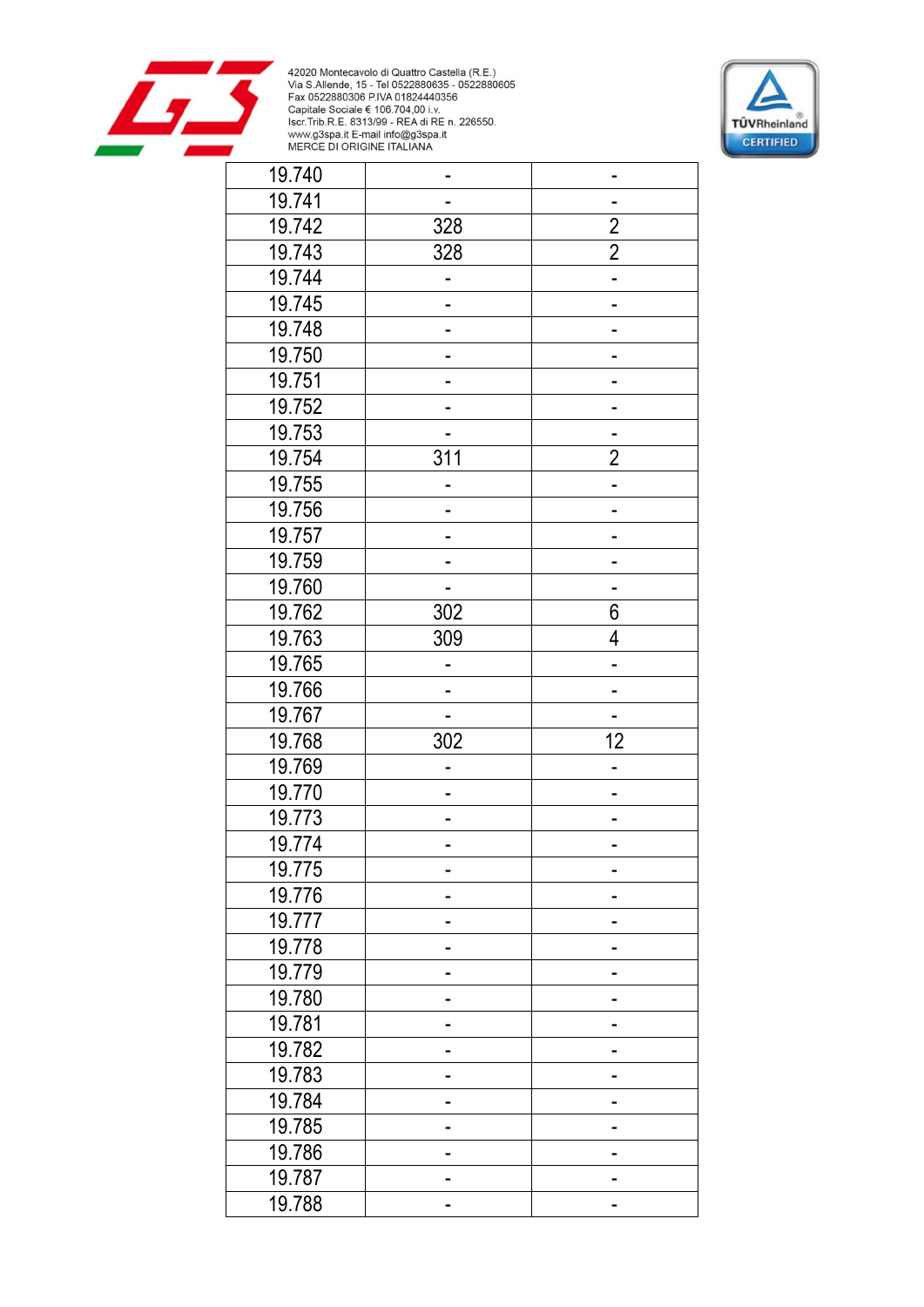42020 Montecavolo di Quattro Castella (R.E.)
Via S.Allende, 15 - Tel 0522880635 - 0522880605
Fax 0522880306 P.IVA 01824440356
Capitale Sociale € 106.704,00 i.v.
Iscr.Trib.R.E. 8313/99 - REA di RE n. 226550.
www.g3spa.it E-mail info@g3spa.it
MERCE DI ORIGINE ITALIANA

| | | |
|---|---|---|
| 19.740 | - | - |
| 19.741 | - | - |
| 19.742 | 328 | 2 |
| 19.743 | 328 | 2 |
| 19.744 | - | - |
| 19.745 | - | - |
| 19.748 | - | - |
| 19.750 | - | - |
| 19.751 | - | - |
| 19.752 | - | - |
| 19.753 | - | - |
| 19.754 | 311 | 2 |
| 19.755 | - | - |
| 19.756 | - | - |
| 19.757 | - | - |
| 19.759 | - | - |
| 19.760 | - | - |
| 19.762 | 302 | 6 |
| 19.763 | 309 | 4 |
| 19.765 | - | - |
| 19.766 | - | - |
| 19.767 | - | - |
| 19.768 | 302 | 12 |
| 19.769 | - | - |
| 19.770 | - | - |
| 19.773 | - | - |
| 19.774 | - | - |
| 19.775 | - | - |
| 19.776 | - | - |
| 19.777 | - | - |
| 19.778 | - | - |
| 19.779 | - | - |
| 19.780 | - | - |
| 19.781 | - | - |
| 19.782 | - | - |
| 19.783 | - | - |
| 19.784 | - | - |
| 19.785 | - | - |
| 19.786 | - | - |
| 19.787 | - | - |
| 19.788 | - | - |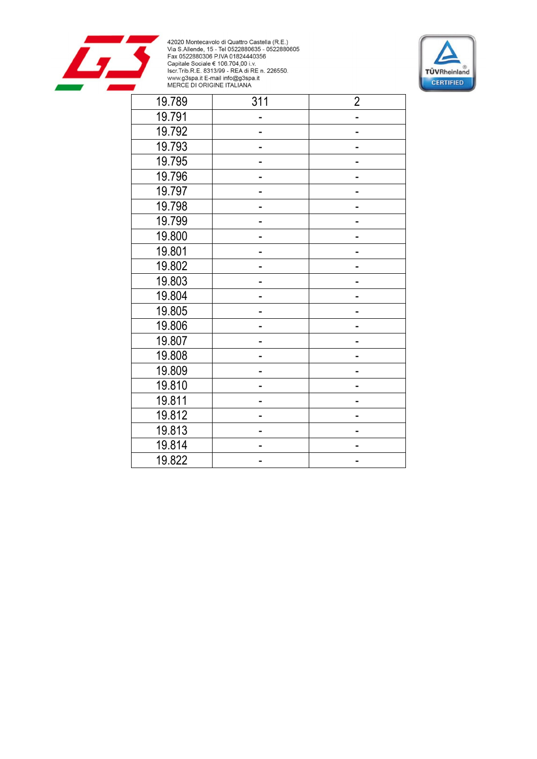42020 Montecavolo di Quattro Castella (R.E.)
Via S.Allende, 15 - Tel 0522880635 - 0522880605
Fax 0522880306 P.IVA 01824440356
Capitale Sociale € 106.704,00 i.v.
Iscr.Trib.R.E. 8313/99 - REA di RE n. 226550.
www.g3spa.it E-mail info@g3spa.it
MERCE DI ORIGINE ITALIANA

| | | |
|---|---|---|
| 19.789 | 311 | 2 |
| 19.791 | - | - |
| 19.792 | - | - |
| 19.793 | - | - |
| 19.795 | - | - |
| 19.796 | - | - |
| 19.797 | - | - |
| 19.798 | - | - |
| 19.799 | - | - |
| 19.800 | - | - |
| 19.801 | - | - |
| 19.802 | - | - |
| 19.803 | - | - |
| 19.804 | - | - |
| 19.805 | - | - |
| 19.806 | - | - |
| 19.807 | - | - |
| 19.808 | - | - |
| 19.809 | - | - |
| 19.810 | - | - |
| 19.811 | - | - |
| 19.812 | - | - |
| 19.813 | - | - |
| 19.814 | - | - |
| 19.822 | - | - |